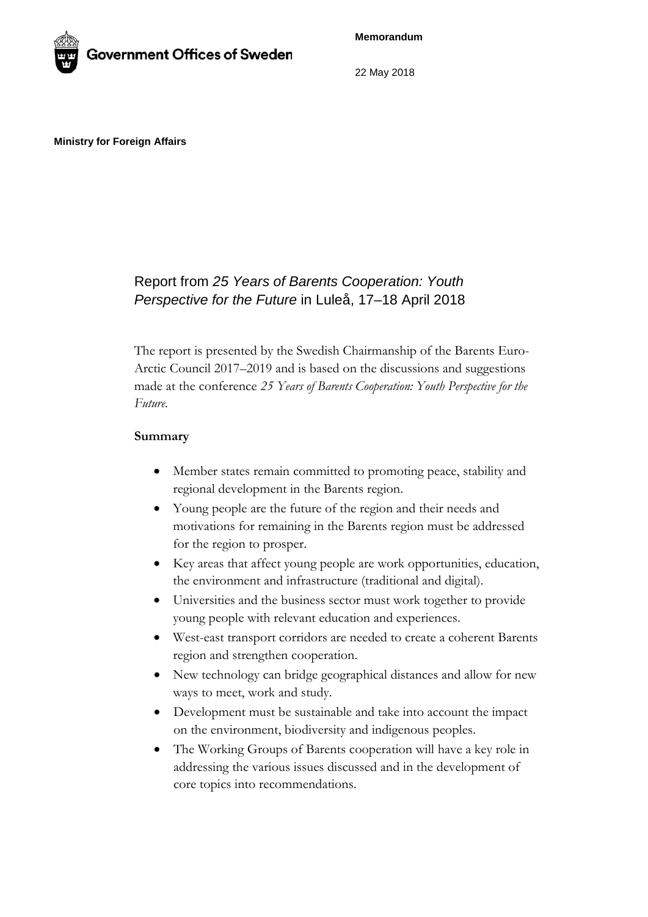Government Offices of Sweden

**Memorandum**

22 May 2018

**Ministry for Foreign Affairs**

# Report from *25 Years of Barents Cooperation: Youth Perspective for the Future* in Luleå, 17–18 April 2018

The report is presented by the Swedish Chairmanship of the Barents Euro-Arctic Council 2017–2019 and is based on the discussions and suggestions made at the conference *25 Years of Barents Cooperation: Youth Perspective for the Future.*

## Summary

- Member states remain committed to promoting peace, stability and regional development in the Barents region.
- Young people are the future of the region and their needs and motivations for remaining in the Barents region must be addressed for the region to prosper.
- Key areas that affect young people are work opportunities, education, the environment and infrastructure (traditional and digital).
- Universities and the business sector must work together to provide young people with relevant education and experiences.
- West-east transport corridors are needed to create a coherent Barents region and strengthen cooperation.
- New technology can bridge geographical distances and allow for new ways to meet, work and study.
- Development must be sustainable and take into account the impact on the environment, biodiversity and indigenous peoples.
- The Working Groups of Barents cooperation will have a key role in addressing the various issues discussed and in the development of core topics into recommendations.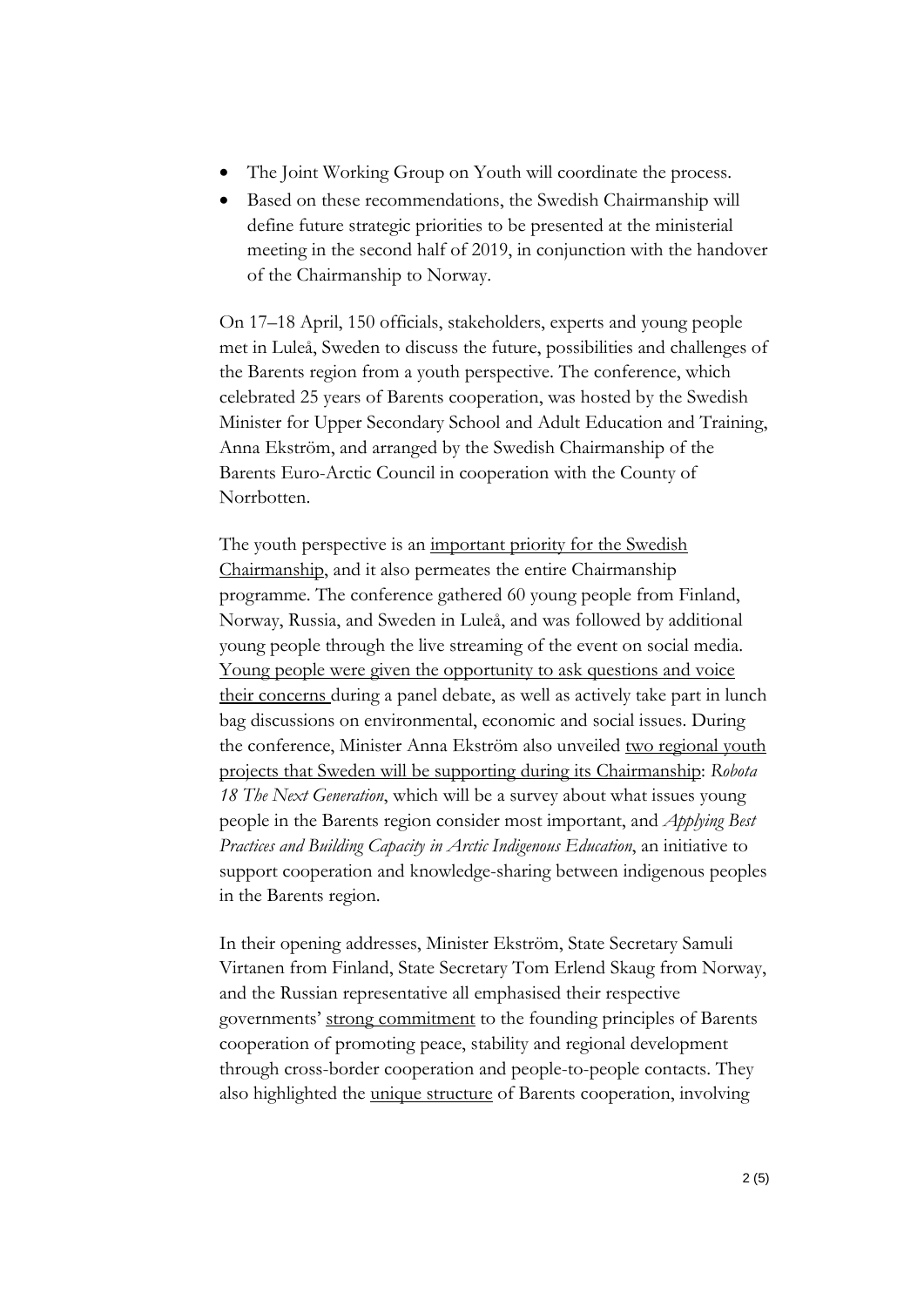- The Joint Working Group on Youth will coordinate the process.
- Based on these recommendations, the Swedish Chairmanship will define future strategic priorities to be presented at the ministerial meeting in the second half of 2019, in conjunction with the handover of the Chairmanship to Norway.

On 17–18 April, 150 officials, stakeholders, experts and young people met in Luleå, Sweden to discuss the future, possibilities and challenges of the Barents region from a youth perspective. The conference, which celebrated 25 years of Barents cooperation, was hosted by the Swedish Minister for Upper Secondary School and Adult Education and Training, Anna Ekström, and arranged by the Swedish Chairmanship of the Barents Euro-Arctic Council in cooperation with the County of Norrbotten.

The youth perspective is an important priority for the Swedish Chairmanship, and it also permeates the entire Chairmanship programme. The conference gathered 60 young people from Finland, Norway, Russia, and Sweden in Luleå, and was followed by additional young people through the live streaming of the event on social media. Young people were given the opportunity to ask questions and voice their concerns during a panel debate, as well as actively take part in lunch bag discussions on environmental, economic and social issues. During the conference, Minister Anna Ekström also unveiled two regional youth projects that Sweden will be supporting during its Chairmanship: *Robota 18 The Next Generation*, which will be a survey about what issues young people in the Barents region consider most important, and *Applying Best Practices and Building Capacity in Arctic Indigenous Education*, an initiative to support cooperation and knowledge-sharing between indigenous peoples in the Barents region.

In their opening addresses, Minister Ekström, State Secretary Samuli Virtanen from Finland, State Secretary Tom Erlend Skaug from Norway, and the Russian representative all emphasised their respective governments' strong commitment to the founding principles of Barents cooperation of promoting peace, stability and regional development through cross-border cooperation and people-to-people contacts. They also highlighted the unique structure of Barents cooperation, involving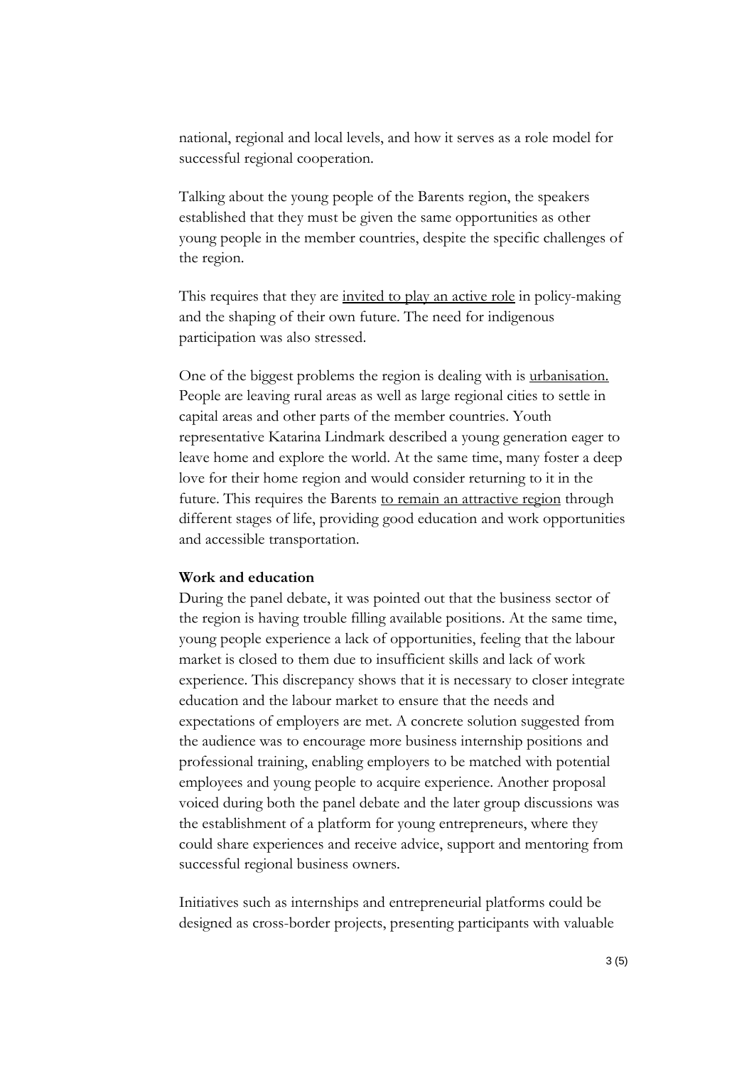national, regional and local levels, and how it serves as a role model for successful regional cooperation.

Talking about the young people of the Barents region, the speakers established that they must be given the same opportunities as other young people in the member countries, despite the specific challenges of the region.

This requires that they are invited to play an active role in policy-making and the shaping of their own future. The need for indigenous participation was also stressed.

One of the biggest problems the region is dealing with is urbanisation. People are leaving rural areas as well as large regional cities to settle in capital areas and other parts of the member countries. Youth representative Katarina Lindmark described a young generation eager to leave home and explore the world. At the same time, many foster a deep love for their home region and would consider returning to it in the future. This requires the Barents to remain an attractive region through different stages of life, providing good education and work opportunities and accessible transportation.

**Work and education**

During the panel debate, it was pointed out that the business sector of the region is having trouble filling available positions. At the same time, young people experience a lack of opportunities, feeling that the labour market is closed to them due to insufficient skills and lack of work experience. This discrepancy shows that it is necessary to closer integrate education and the labour market to ensure that the needs and expectations of employers are met. A concrete solution suggested from the audience was to encourage more business internship positions and professional training, enabling employers to be matched with potential employees and young people to acquire experience. Another proposal voiced during both the panel debate and the later group discussions was the establishment of a platform for young entrepreneurs, where they could share experiences and receive advice, support and mentoring from successful regional business owners.

Initiatives such as internships and entrepreneurial platforms could be designed as cross-border projects, presenting participants with valuable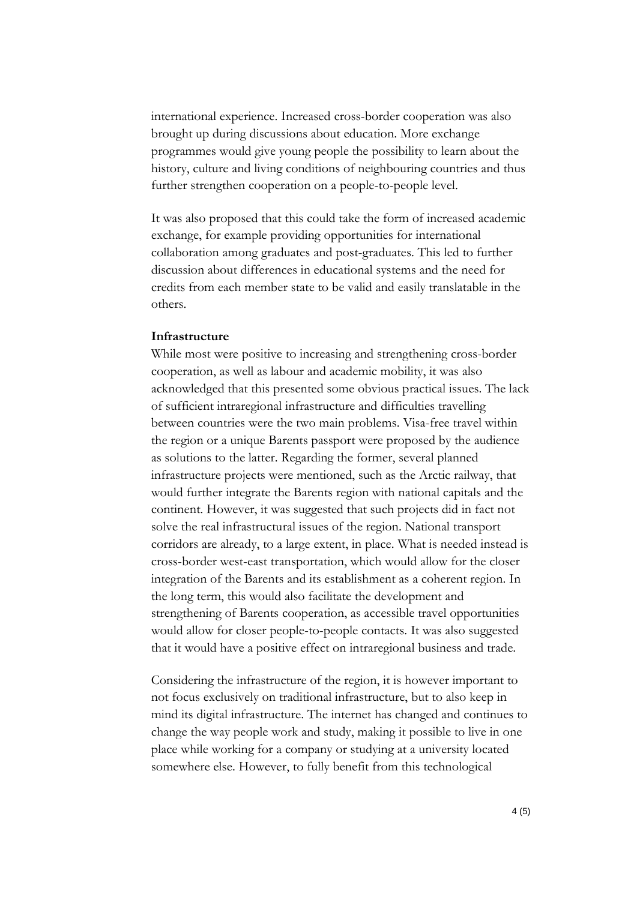international experience. Increased cross-border cooperation was also brought up during discussions about education. More exchange programmes would give young people the possibility to learn about the history, culture and living conditions of neighbouring countries and thus further strengthen cooperation on a people-to-people level.

It was also proposed that this could take the form of increased academic exchange, for example providing opportunities for international collaboration among graduates and post-graduates. This led to further discussion about differences in educational systems and the need for credits from each member state to be valid and easily translatable in the others.

**Infrastructure**

While most were positive to increasing and strengthening cross-border cooperation, as well as labour and academic mobility, it was also acknowledged that this presented some obvious practical issues. The lack of sufficient intraregional infrastructure and difficulties travelling between countries were the two main problems. Visa-free travel within the region or a unique Barents passport were proposed by the audience as solutions to the latter. Regarding the former, several planned infrastructure projects were mentioned, such as the Arctic railway, that would further integrate the Barents region with national capitals and the continent. However, it was suggested that such projects did in fact not solve the real infrastructural issues of the region. National transport corridors are already, to a large extent, in place. What is needed instead is cross-border west-east transportation, which would allow for the closer integration of the Barents and its establishment as a coherent region. In the long term, this would also facilitate the development and strengthening of Barents cooperation, as accessible travel opportunities would allow for closer people-to-people contacts. It was also suggested that it would have a positive effect on intraregional business and trade.

Considering the infrastructure of the region, it is however important to not focus exclusively on traditional infrastructure, but to also keep in mind its digital infrastructure. The internet has changed and continues to change the way people work and study, making it possible to live in one place while working for a company or studying at a university located somewhere else. However, to fully benefit from this technological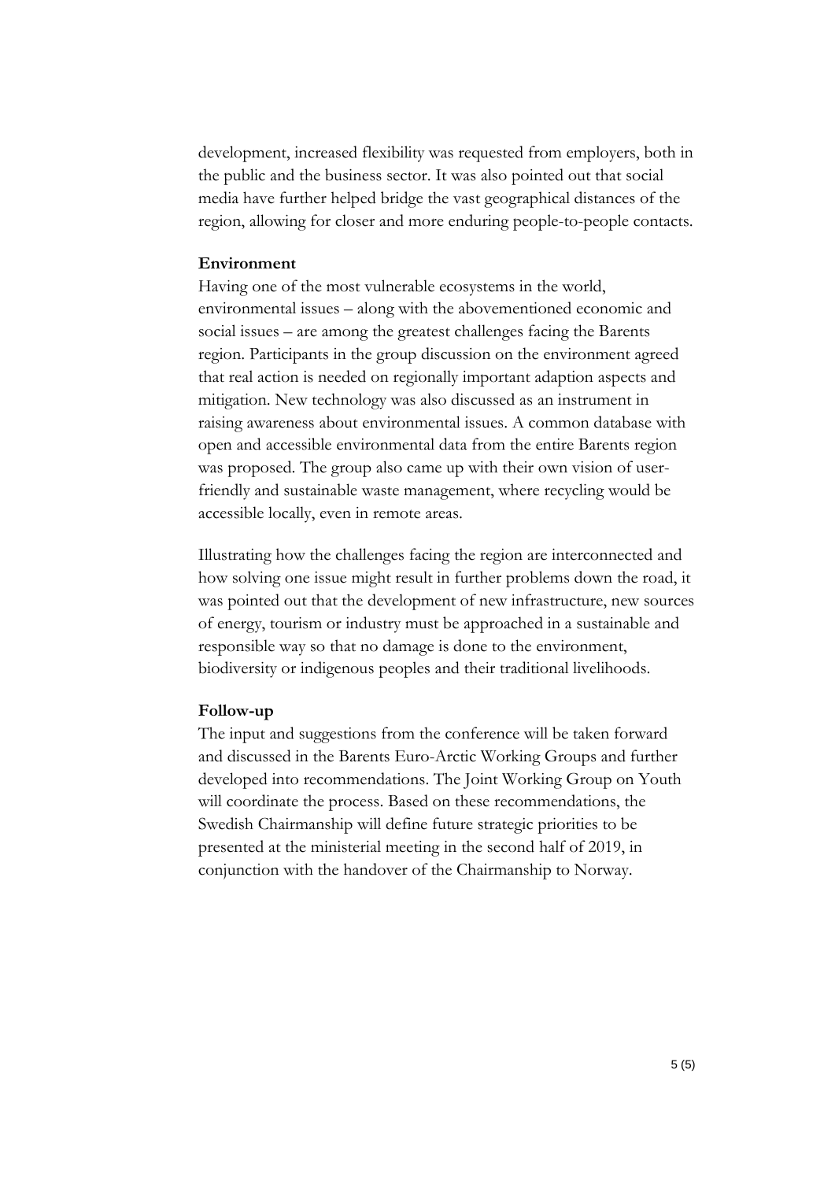development, increased flexibility was requested from employers, both in the public and the business sector. It was also pointed out that social media have further helped bridge the vast geographical distances of the region, allowing for closer and more enduring people-to-people contacts.

**Environment**

Having one of the most vulnerable ecosystems in the world, environmental issues – along with the abovementioned economic and social issues – are among the greatest challenges facing the Barents region. Participants in the group discussion on the environment agreed that real action is needed on regionally important adaption aspects and mitigation. New technology was also discussed as an instrument in raising awareness about environmental issues. A common database with open and accessible environmental data from the entire Barents region was proposed. The group also came up with their own vision of user-friendly and sustainable waste management, where recycling would be accessible locally, even in remote areas.

Illustrating how the challenges facing the region are interconnected and how solving one issue might result in further problems down the road, it was pointed out that the development of new infrastructure, new sources of energy, tourism or industry must be approached in a sustainable and responsible way so that no damage is done to the environment, biodiversity or indigenous peoples and their traditional livelihoods.

**Follow-up**

The input and suggestions from the conference will be taken forward and discussed in the Barents Euro-Arctic Working Groups and further developed into recommendations. The Joint Working Group on Youth will coordinate the process. Based on these recommendations, the Swedish Chairmanship will define future strategic priorities to be presented at the ministerial meeting in the second half of 2019, in conjunction with the handover of the Chairmanship to Norway.